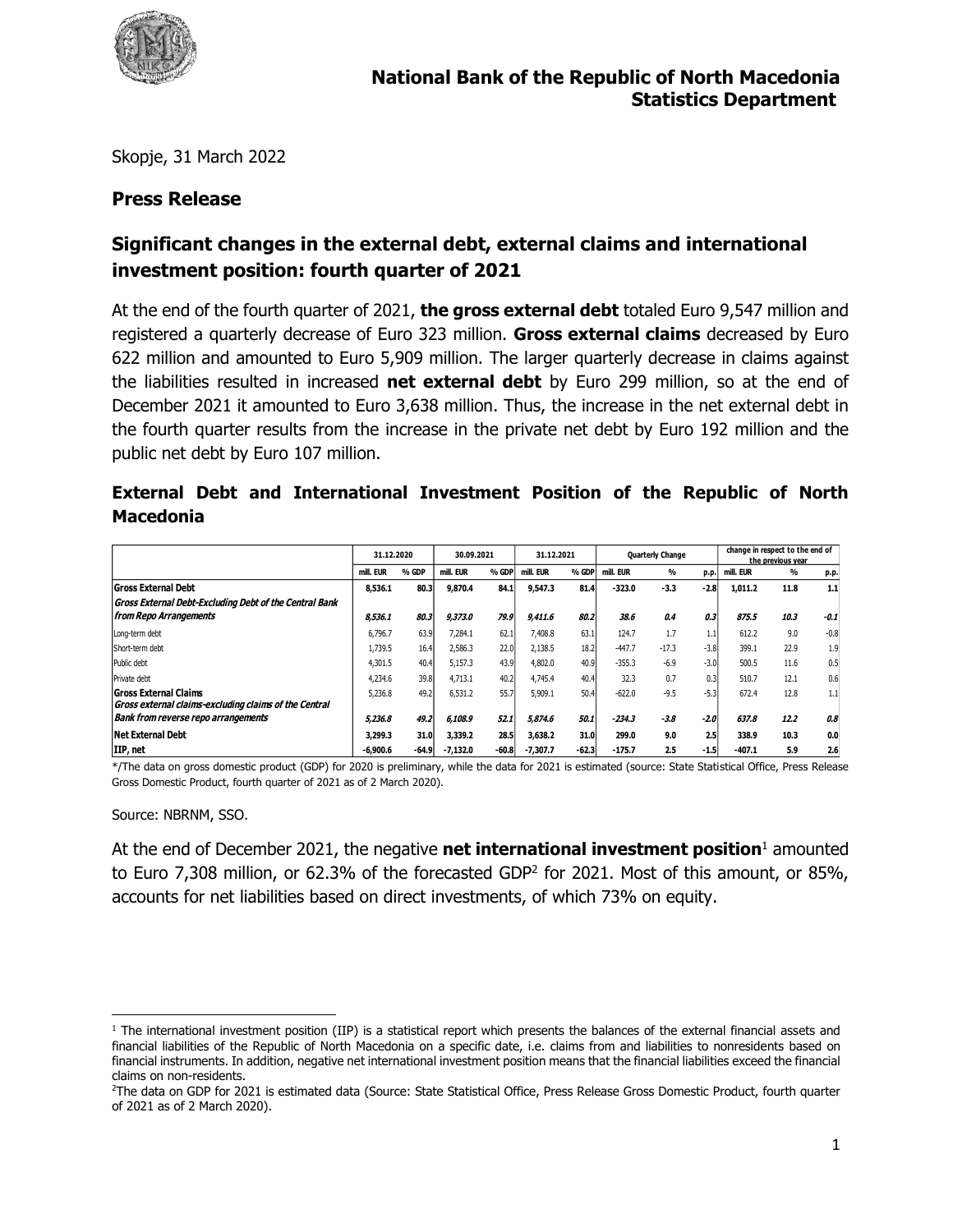**National Bank of the Republic of North Macedonia**
**Statistics Department**

Skopje, 31 March 2022

## Press Release

## Significant changes in the external debt, external claims and international investment position: fourth quarter of 2021

At the end of the fourth quarter of 2021, **the gross external debt** totaled Euro 9,547 million and registered a quarterly decrease of Euro 323 million. **Gross external claims** decreased by Euro 622 million and amounted to Euro 5,909 million. The larger quarterly decrease in claims against the liabilities resulted in increased **net external debt** by Euro 299 million, so at the end of December 2021 it amounted to Euro 3,638 million. Thus, the increase in the net external debt in the fourth quarter results from the increase in the private net debt by Euro 192 million and the public net debt by Euro 107 million.

### External Debt and International Investment Position of the Republic of North Macedonia

| | 31.12.2020 | | 30.09.2021 | | 31.12.2021 | | Quarterly Change | | | change in respect to the end of the previous year | | |
|---|---|---|---|---|---|---|---|---|---|---|---|---|
| | mill. EUR | % GDP | mill. EUR | % GDP | mill. EUR | % GDP | mill. EUR | % | p.p. | mill. EUR | % | p.p. |
| **Gross External Debt** | **8,536.1** | **80.3** | **9,870.4** | **84.1** | **9,547.3** | **81.4** | **-323.0** | **-3.3** | **-2.8** | **1,011.2** | **11.8** | **1.1** |
| ***Gross External Debt-Excluding Debt of the Central Bank from Repo Arrangements*** | ***8,536.1*** | ***80.3*** | ***9,373.0*** | ***79.9*** | ***9,411.6*** | ***80.2*** | ***38.6*** | ***0.4*** | ***0.3*** | ***875.5*** | ***10.3*** | ***-0.1*** |
| Long-term debt | 6,796.7 | 63.9 | 7,284.1 | 62.1 | 7,408.8 | 63.1 | 124.7 | 1.7 | 1.1 | 612.2 | 9.0 | -0.8 |
| Short-term debt | 1,739.5 | 16.4 | 2,586.3 | 22.0 | 2,138.5 | 18.2 | -447.7 | -17.3 | -3.8 | 399.1 | 22.9 | 1.9 |
| Public debt | 4,301.5 | 40.4 | 5,157.3 | 43.9 | 4,802.0 | 40.9 | -355.3 | -6.9 | -3.0 | 500.5 | 11.6 | 0.5 |
| Private debt | 4,234.6 | 39.8 | 4,713.1 | 40.2 | 4,745.4 | 40.4 | 32.3 | 0.7 | 0.3 | 510.7 | 12.1 | 0.6 |
| **Gross External Claims** | 5,236.8 | 49.2 | 6,531.2 | 55.7 | 5,909.1 | 50.4 | -622.0 | -9.5 | -5.3 | 672.4 | 12.8 | 1.1 |
| ***Gross external claims-excluding claims of the Central Bank from reverse repo arrangements*** | ***5,236.8*** | ***49.2*** | ***6,108.9*** | ***52.1*** | ***5,874.6*** | ***50.1*** | ***-234.3*** | ***-3.8*** | ***-2.0*** | ***637.8*** | ***12.2*** | ***0.8*** |
| **Net External Debt** | **3,299.3** | **31.0** | **3,339.2** | **28.5** | **3,638.2** | **31.0** | **299.0** | **9.0** | **2.5** | **338.9** | **10.3** | **0.0** |
| **IIP, net** | **-6,900.6** | **-64.9** | **-7,132.0** | **-60.8** | **-7,307.7** | **-62.3** | **-175.7** | **2.5** | **-1.5** | **-407.1** | **5.9** | **2.6** |

*/The data on gross domestic product (GDP) for 2020 is preliminary, while the data for 2021 is estimated (source: State Statistical Office, Press Release Gross Domestic Product, fourth quarter of 2021 as of 2 March 2020).

Source: NBRNM, SSO.

At the end of December 2021, the negative **net international investment position**[1] amounted to Euro 7,308 million, or 62.3% of the forecasted GDP[2] for 2021. Most of this amount, or 85%, accounts for net liabilities based on direct investments, of which 73% on equity.

---

[1] The international investment position (IIP) is a statistical report which presents the balances of the external financial assets and financial liabilities of the Republic of North Macedonia on a specific date, i.e. claims from and liabilities to nonresidents based on financial instruments. In addition, negative net international investment position means that the financial liabilities exceed the financial claims on non-residents.

[2] The data on GDP for 2021 is estimated data (Source: State Statistical Office, Press Release Gross Domestic Product, fourth quarter of 2021 as of 2 March 2020).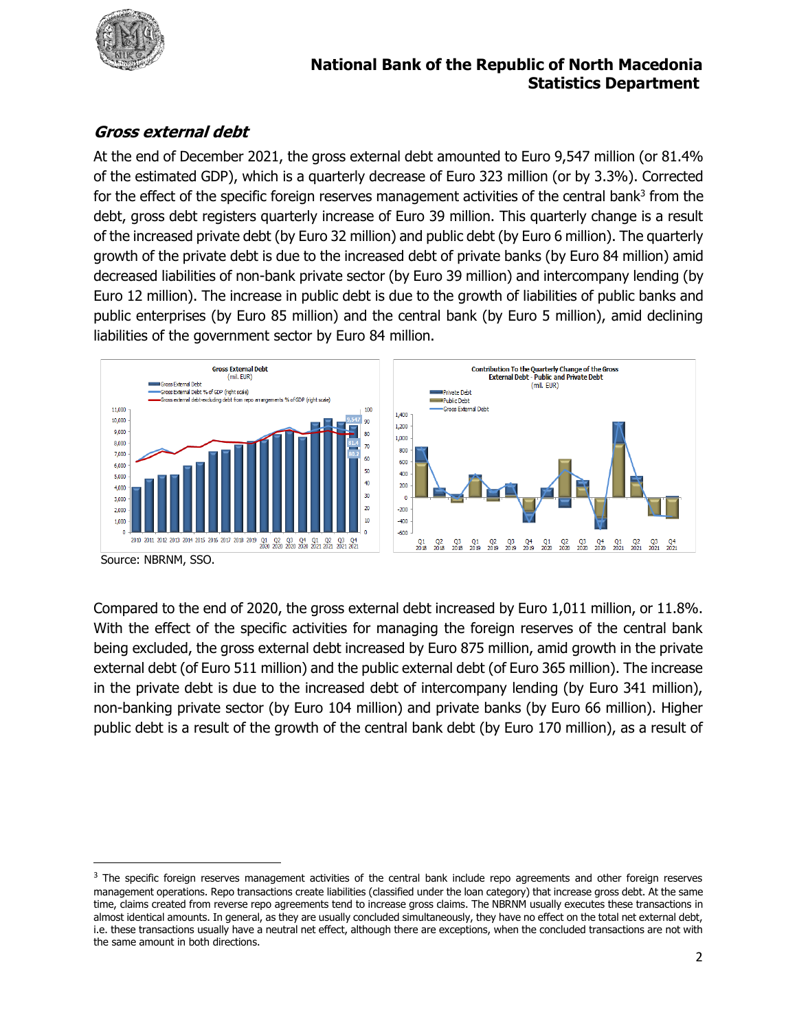## *Gross external debt*

At the end of December 2021, the gross external debt amounted to Euro 9,547 million (or 81.4% of the estimated GDP), which is a quarterly decrease of Euro 323 million (or by 3.3%). Corrected for the effect of the specific foreign reserves management activities of the central bank[3] from the debt, gross debt registers quarterly increase of Euro 39 million. This quarterly change is a result of the increased private debt (by Euro 32 million) and public debt (by Euro 6 million). The quarterly growth of the private debt is due to the increased debt of private banks (by Euro 84 million) amid decreased liabilities of non-bank private sector (by Euro 39 million) and intercompany lending (by Euro 12 million). The increase in public debt is due to the growth of liabilities of public banks and public enterprises (by Euro 85 million) and the central bank (by Euro 5 million), amid declining liabilities of the government sector by Euro 84 million.

Source: NBRNM, SSO.

Compared to the end of 2020, the gross external debt increased by Euro 1,011 million, or 11.8%. With the effect of the specific activities for managing the foreign reserves of the central bank being excluded, the gross external debt increased by Euro 875 million, amid growth in the private external debt (of Euro 511 million) and the public external debt (of Euro 365 million). The increase in the private debt is due to the increased debt of intercompany lending (by Euro 341 million), non-banking private sector (by Euro 104 million) and private banks (by Euro 66 million). Higher public debt is a result of the growth of the central bank debt (by Euro 170 million), as a result of

---

[3] The specific foreign reserves management activities of the central bank include repo agreements and other foreign reserves management operations. Repo transactions create liabilities (classified under the loan category) that increase gross debt. At the same time, claims created from reverse repo agreements tend to increase gross claims. The NBRNM usually executes these transactions in almost identical amounts. In general, as they are usually concluded simultaneously, they have no effect on the total net external debt, i.e. these transactions usually have a neutral net effect, although there are exceptions, when the concluded transactions are not with the same amount in both directions.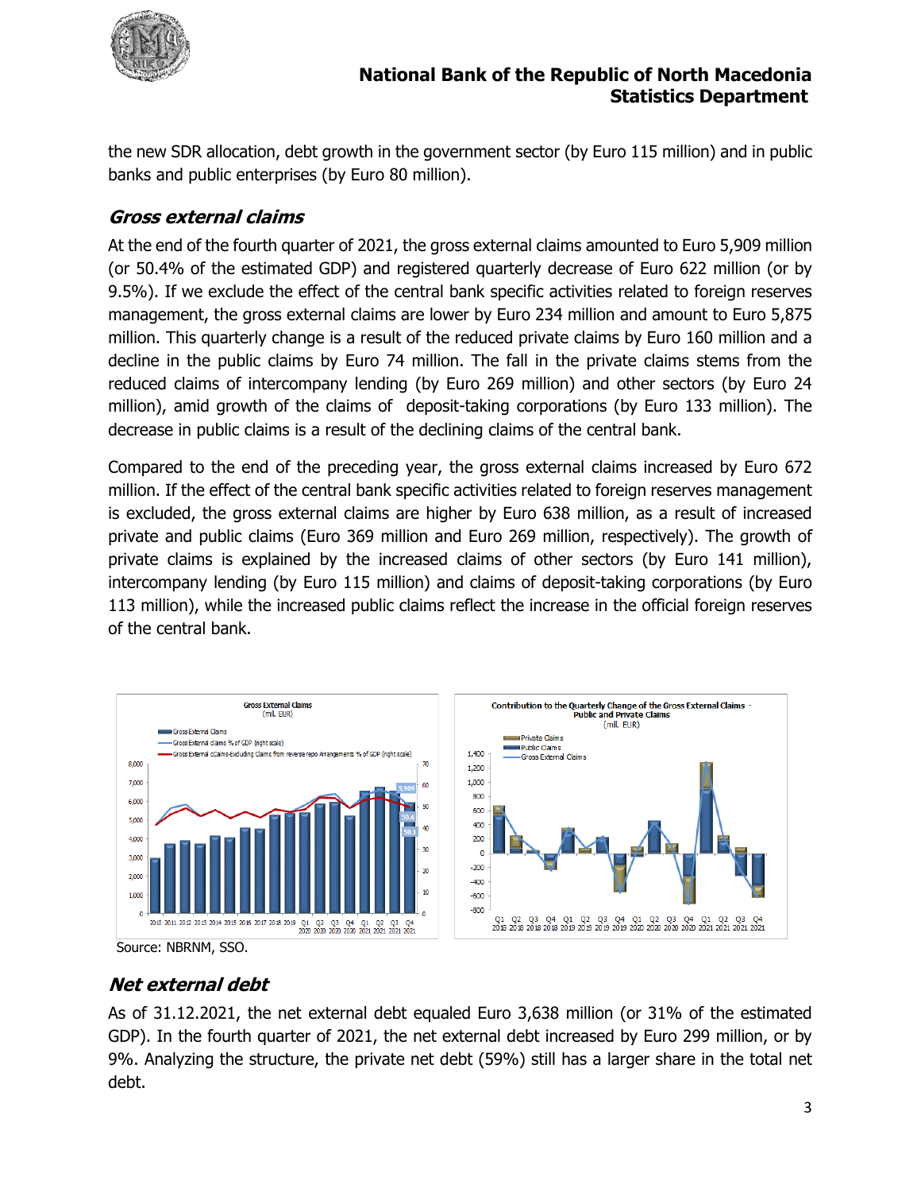the new SDR allocation, debt growth in the government sector (by Euro 115 million) and in public banks and public enterprises (by Euro 80 million).

### *Gross external claims*

At the end of the fourth quarter of 2021, the gross external claims amounted to Euro 5,909 million (or 50.4% of the estimated GDP) and registered quarterly decrease of Euro 622 million (or by 9.5%). If we exclude the effect of the central bank specific activities related to foreign reserves management, the gross external claims are lower by Euro 234 million and amount to Euro 5,875 million. This quarterly change is a result of the reduced private claims by Euro 160 million and a decline in the public claims by Euro 74 million. The fall in the private claims stems from the reduced claims of intercompany lending (by Euro 269 million) and other sectors (by Euro 24 million), amid growth of the claims of deposit-taking corporations (by Euro 133 million). The decrease in public claims is a result of the declining claims of the central bank.

Compared to the end of the preceding year, the gross external claims increased by Euro 672 million. If the effect of the central bank specific activities related to foreign reserves management is excluded, the gross external claims are higher by Euro 638 million, as a result of increased private and public claims (Euro 369 million and Euro 269 million, respectively). The growth of private claims is explained by the increased claims of other sectors (by Euro 141 million), intercompany lending (by Euro 115 million) and claims of deposit-taking corporations (by Euro 113 million), while the increased public claims reflect the increase in the official foreign reserves of the central bank.

Source: NBRNM, SSO.

### *Net external debt*

As of 31.12.2021, the net external debt equaled Euro 3,638 million (or 31% of the estimated GDP). In the fourth quarter of 2021, the net external debt increased by Euro 299 million, or by 9%. Analyzing the structure, the private net debt (59%) still has a larger share in the total net debt.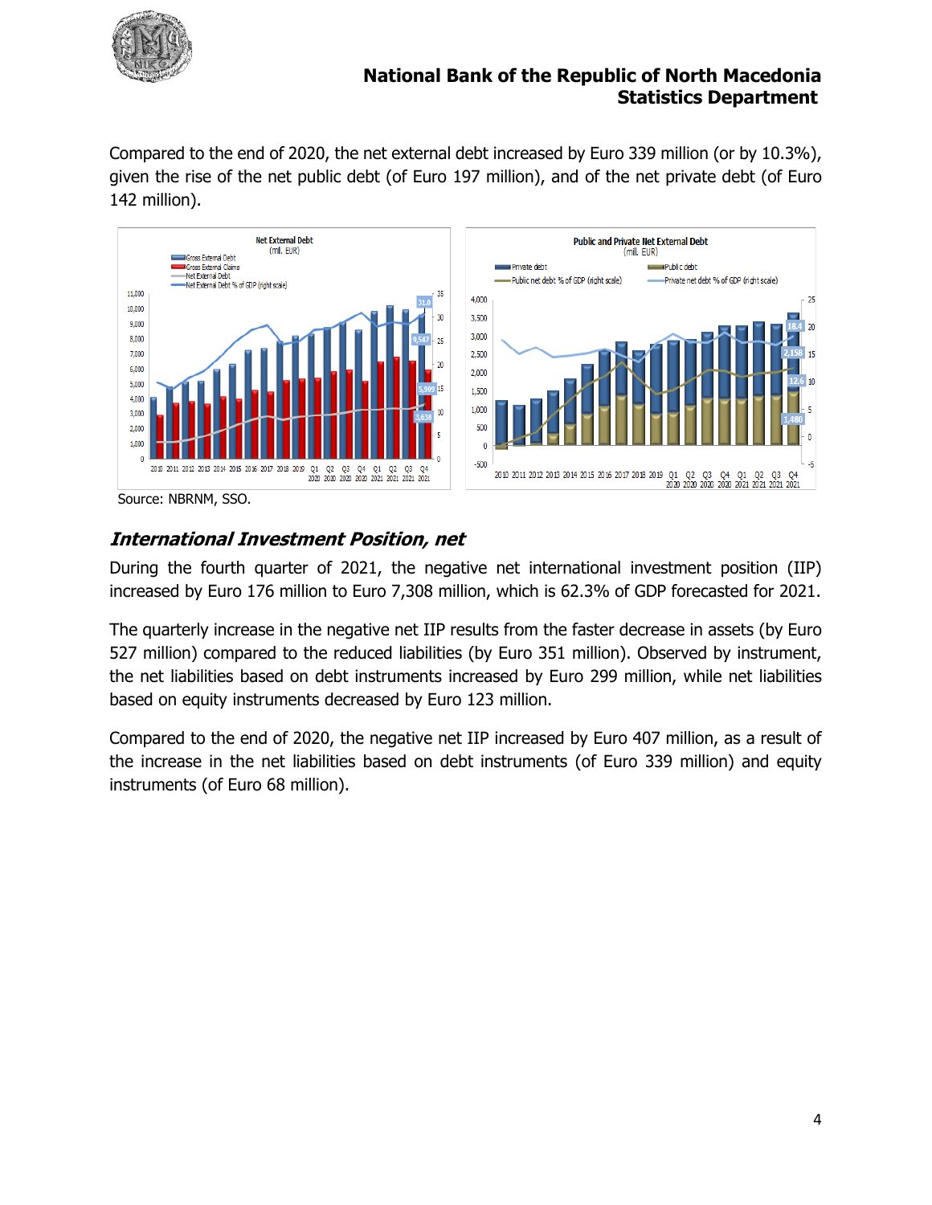Compared to the end of 2020, the net external debt increased by Euro 339 million (or by 10.3%), given the rise of the net public debt (of Euro 197 million), and of the net private debt (of Euro 142 million).

Source: NBRNM, SSO.

## *International Investment Position, net*

During the fourth quarter of 2021, the negative net international investment position (IIP) increased by Euro 176 million to Euro 7,308 million, which is 62.3% of GDP forecasted for 2021.

The quarterly increase in the negative net IIP results from the faster decrease in assets (by Euro 527 million) compared to the reduced liabilities (by Euro 351 million). Observed by instrument, the net liabilities based on debt instruments increased by Euro 299 million, while net liabilities based on equity instruments decreased by Euro 123 million.

Compared to the end of 2020, the negative net IIP increased by Euro 407 million, as a result of the increase in the net liabilities based on debt instruments (of Euro 339 million) and equity instruments (of Euro 68 million).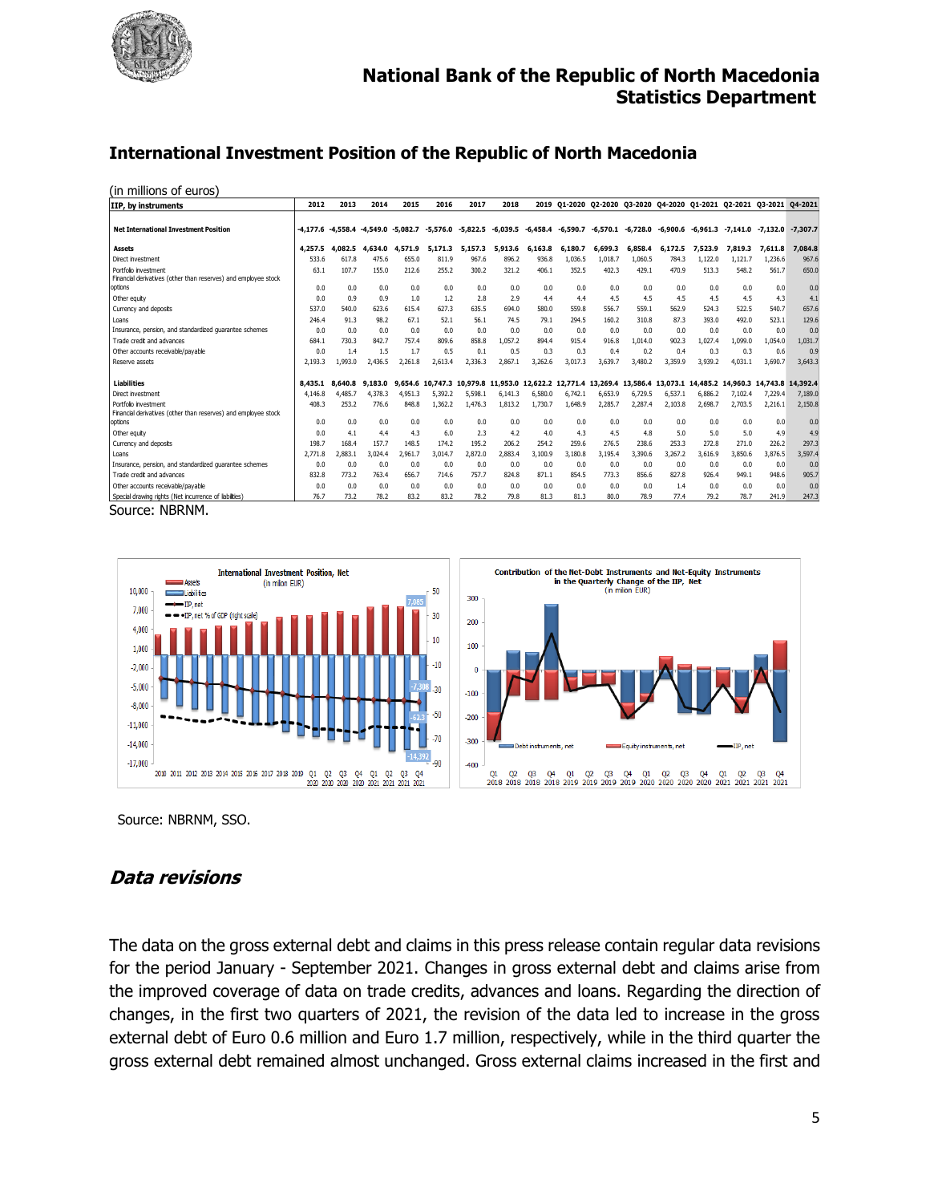## International Investment Position of the Republic of North Macedonia

(in millions of euros)

| IIP, by instruments | 2012 | 2013 | 2014 | 2015 | 2016 | 2017 | 2018 | 2019 | Q1-2020 | Q2-2020 | Q3-2020 | Q4-2020 | Q1-2021 | Q2-2021 | Q3-2021 | Q4-2021 |
|---|---|---|---|---|---|---|---|---|---|---|---|---|---|---|---|---|
| **Net International Investment Position** | -4,177.6 | -4,558.4 | -4,549.0 | -5,082.7 | -5,576.0 | -5,822.5 | -6,039.5 | -6,458.4 | -6,590.7 | -6,570.1 | -6,728.0 | -6,900.6 | -6,961.3 | -7,141.0 | -7,132.0 | -7,307.7 |
| **Assets** | 4,257.5 | 4,082.5 | 4,634.0 | 4,571.9 | 5,171.3 | 5,157.3 | 5,913.6 | 6,163.8 | 6,180.7 | 6,699.3 | 6,858.4 | 6,172.5 | 7,523.9 | 7,819.3 | 7,611.8 | 7,084.8 |
| Direct investment | 533.6 | 617.8 | 475.6 | 655.0 | 811.9 | 967.6 | 896.2 | 936.8 | 1,036.5 | 1,018.7 | 1,060.5 | 784.3 | 1,122.0 | 1,121.7 | 1,236.6 | 967.6 |
| Portfolio investment | 63.1 | 107.7 | 155.0 | 212.6 | 255.2 | 300.2 | 321.2 | 406.1 | 352.5 | 402.3 | 429.1 | 470.9 | 513.3 | 548.2 | 561.7 | 650.0 |
| Financial derivatives (other than reserves) and employee stock options | 0.0 | 0.0 | 0.0 | 0.0 | 0.0 | 0.0 | 0.0 | 0.0 | 0.0 | 0.0 | 0.0 | 0.0 | 0.0 | 0.0 | 0.0 | 0.0 |
| Other equity | 0.0 | 0.9 | 0.9 | 1.0 | 1.2 | 2.8 | 2.9 | 4.4 | 4.4 | 4.5 | 4.5 | 4.5 | 4.5 | 4.5 | 4.3 | 4.1 |
| Currency and deposits | 537.0 | 540.0 | 623.6 | 615.4 | 627.3 | 635.5 | 694.0 | 580.0 | 559.8 | 556.7 | 559.1 | 562.9 | 524.3 | 522.5 | 540.7 | 657.6 |
| Loans | 246.4 | 91.3 | 98.2 | 67.1 | 52.1 | 56.1 | 74.5 | 79.1 | 294.5 | 160.2 | 310.8 | 87.3 | 393.0 | 492.0 | 523.1 | 129.6 |
| Insurance, pension, and standardized guarantee schemes | 0.0 | 0.0 | 0.0 | 0.0 | 0.0 | 0.0 | 0.0 | 0.0 | 0.0 | 0.0 | 0.0 | 0.0 | 0.0 | 0.0 | 0.0 | 0.0 |
| Trade credit and advances | 684.1 | 730.3 | 842.7 | 757.4 | 809.6 | 858.8 | 1,057.2 | 894.4 | 915.4 | 916.8 | 1,014.0 | 902.3 | 1,027.4 | 1,099.0 | 1,054.0 | 1,031.7 |
| Other accounts receivable/payable | 0.0 | 1.4 | 1.5 | 1.7 | 0.5 | 0.1 | 0.5 | 0.3 | 0.3 | 0.4 | 0.2 | 0.4 | 0.3 | 0.3 | 0.6 | 0.9 |
| Reserve assets | 2,193.3 | 1,993.0 | 2,436.5 | 2,261.8 | 2,613.4 | 2,336.3 | 2,867.1 | 3,262.6 | 3,017.3 | 3,639.7 | 3,480.2 | 3,359.9 | 3,939.2 | 4,031.1 | 3,690.7 | 3,643.3 |
| **Liabilities** | 8,435.1 | 8,640.8 | 9,183.0 | 9,654.6 | 10,747.3 | 10,979.8 | 11,953.0 | 12,622.2 | 12,771.4 | 13,269.4 | 13,586.4 | 13,073.1 | 14,485.2 | 14,960.3 | 14,743.8 | 14,392.4 |
| Direct investment | 4,146.8 | 4,485.7 | 4,378.3 | 4,951.3 | 5,392.2 | 5,598.1 | 6,141.3 | 6,580.0 | 6,742.1 | 6,653.9 | 6,729.5 | 6,537.1 | 6,886.2 | 7,102.4 | 7,229.4 | 7,189.0 |
| Portfolio investment | 408.3 | 253.2 | 776.6 | 848.8 | 1,362.2 | 1,476.3 | 1,813.2 | 1,730.7 | 1,648.9 | 2,285.7 | 2,287.4 | 2,103.8 | 2,698.7 | 2,703.5 | 2,216.1 | 2,150.8 |
| Financial derivatives (other than reserves) and employee stock options | 0.0 | 0.0 | 0.0 | 0.0 | 0.0 | 0.0 | 0.0 | 0.0 | 0.0 | 0.0 | 0.0 | 0.0 | 0.0 | 0.0 | 0.0 | 0.0 |
| Other equity | 0.0 | 4.1 | 4.4 | 4.3 | 6.0 | 2.3 | 4.2 | 4.0 | 4.3 | 4.5 | 4.8 | 5.0 | 5.0 | 5.0 | 4.9 | 4.9 |
| Currency and deposits | 198.7 | 168.4 | 157.7 | 148.5 | 174.2 | 195.2 | 206.2 | 254.2 | 259.6 | 276.5 | 238.6 | 253.3 | 272.8 | 271.0 | 226.2 | 297.3 |
| Loans | 2,771.8 | 2,883.1 | 3,024.4 | 2,961.7 | 3,014.7 | 2,872.0 | 2,883.4 | 3,100.9 | 3,180.8 | 3,195.4 | 3,390.6 | 3,267.2 | 3,616.9 | 3,850.6 | 3,876.5 | 3,597.4 |
| Insurance, pension, and standardized guarantee schemes | 0.0 | 0.0 | 0.0 | 0.0 | 0.0 | 0.0 | 0.0 | 0.0 | 0.0 | 0.0 | 0.0 | 0.0 | 0.0 | 0.0 | 0.0 | 0.0 |
| Trade credit and advances | 832.8 | 773.2 | 763.4 | 656.7 | 714.6 | 757.7 | 824.8 | 871.1 | 854.5 | 773.3 | 856.6 | 827.8 | 926.4 | 949.1 | 948.6 | 905.7 |
| Other accounts receivable/payable | 0.0 | 0.0 | 0.0 | 0.0 | 0.0 | 0.0 | 0.0 | 0.0 | 0.0 | 0.0 | 0.0 | 1.4 | 0.0 | 0.0 | 0.0 | 0.0 |
| Special drawing rights (Net incurrence of liabilities) | 76.7 | 73.2 | 78.2 | 83.2 | 83.2 | 78.2 | 79.8 | 81.3 | 81.3 | 80.0 | 78.9 | 77.4 | 79.2 | 78.7 | 241.9 | 247.3 |

Source: NBRNM.

Source: NBRNM, SSO.

## *Data revisions*

The data on the gross external debt and claims in this press release contain regular data revisions for the period January - September 2021. Changes in gross external debt and claims arise from the improved coverage of data on trade credits, advances and loans. Regarding the direction of changes, in the first two quarters of 2021, the revision of the data led to increase in the gross external debt of Euro 0.6 million and Euro 1.7 million, respectively, while in the third quarter the gross external debt remained almost unchanged. Gross external claims increased in the first and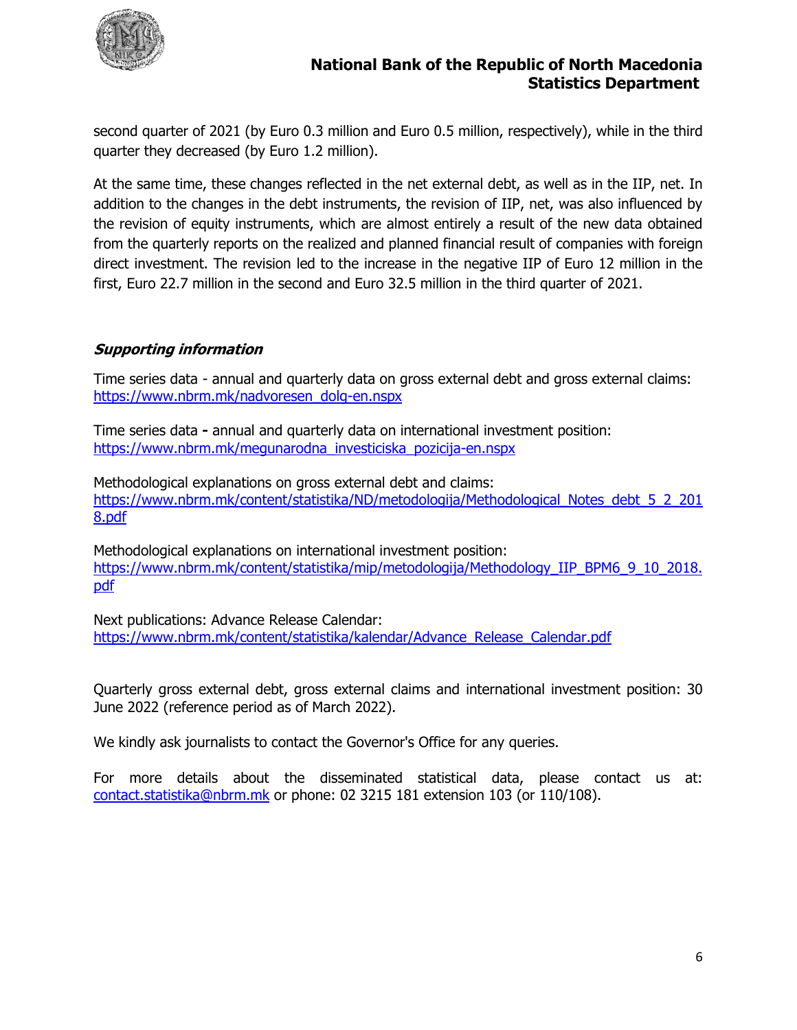second quarter of 2021 (by Euro 0.3 million and Euro 0.5 million, respectively), while in the third quarter they decreased (by Euro 1.2 million).

At the same time, these changes reflected in the net external debt, as well as in the IIP, net. In addition to the changes in the debt instruments, the revision of IIP, net, was also influenced by the revision of equity instruments, which are almost entirely a result of the new data obtained from the quarterly reports on the realized and planned financial result of companies with foreign direct investment. The revision led to the increase in the negative IIP of Euro 12 million in the first, Euro 22.7 million in the second and Euro 32.5 million in the third quarter of 2021.

### ***Supporting information***

Time series data - annual and quarterly data on gross external debt and gross external claims:
[https://www.nbrm.mk/nadvoresen_dolg-en.nspx](https://www.nbrm.mk/nadvoresen_dolg-en.nspx)

Time series data **-** annual and quarterly data on international investment position:
[https://www.nbrm.mk/megunarodna_investiciska_pozicija-en.nspx](https://www.nbrm.mk/megunarodna_investiciska_pozicija-en.nspx)

Methodological explanations on gross external debt and claims:
[https://www.nbrm.mk/content/statistika/ND/metodologija/Methodological_Notes_debt_5_2_2018.pdf](https://www.nbrm.mk/content/statistika/ND/metodologija/Methodological_Notes_debt_5_2_2018.pdf)

Methodological explanations on international investment position:
[https://www.nbrm.mk/content/statistika/mip/metodologija/Methodology_IIP_BPM6_9_10_2018.pdf](https://www.nbrm.mk/content/statistika/mip/metodologija/Methodology_IIP_BPM6_9_10_2018.pdf)

Next publications: Advance Release Calendar:
[https://www.nbrm.mk/content/statistika/kalendar/Advance_Release_Calendar.pdf](https://www.nbrm.mk/content/statistika/kalendar/Advance_Release_Calendar.pdf)

Quarterly gross external debt, gross external claims and international investment position: 30 June 2022 (reference period as of March 2022).

We kindly ask journalists to contact the Governor's Office for any queries.

For more details about the disseminated statistical data, please contact us at: [contact.statistika@nbrm.mk](mailto:contact.statistika@nbrm.mk) or phone: 02 3215 181 extension 103 (or 110/108).